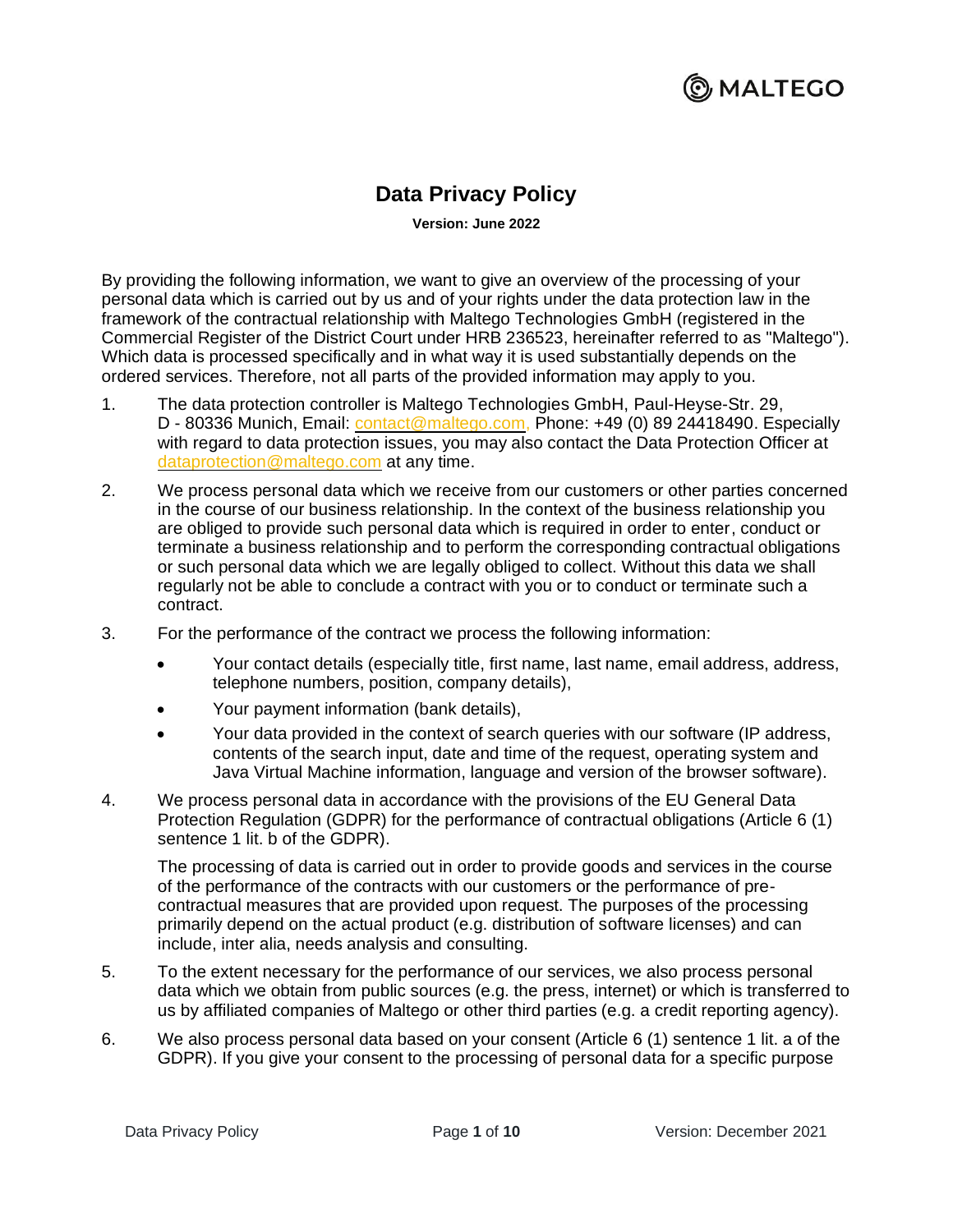# Data Privacy Policy

**Version: June 2022**

By providing the following information, we want to give an overview of the processing of your personal data which is carried out by us and of your rights under the data protection law in the framework of the contractual relationship with Maltego Technologies GmbH (registered in the Commercial Register of the District Court under HRB 236523, hereinafter referred to as "Maltego"). Which data is processed specifically and in what way it is used substantially depends on the ordered services. Therefore, not all parts of the provided information may apply to you.

1. The data protection controller is Maltego Technologies GmbH, Paul-Heyse-Str. 29, D - 80336 Munich, Email: contact@maltego.com, Phone: +49 (0) 89 24418490. Especially with regard to data protection issues, you may also contact the Data Protection Officer at dataprotection@maltego.com at any time.

2. We process personal data which we receive from our customers or other parties concerned in the course of our business relationship. In the context of the business relationship you are obliged to provide such personal data which is required in order to enter, conduct or terminate a business relationship and to perform the corresponding contractual obligations or such personal data which we are legally obliged to collect. Without this data we shall regularly not be able to conclude a contract with you or to conduct or terminate such a contract.

3. For the performance of the contract we process the following information:

   - Your contact details (especially title, first name, last name, email address, address, telephone numbers, position, company details),
   - Your payment information (bank details),
   - Your data provided in the context of search queries with our software (IP address, contents of the search input, date and time of the request, operating system and Java Virtual Machine information, language and version of the browser software).

4. We process personal data in accordance with the provisions of the EU General Data Protection Regulation (GDPR) for the performance of contractual obligations (Article 6 (1) sentence 1 lit. b of the GDPR).

   The processing of data is carried out in order to provide goods and services in the course of the performance of the contracts with our customers or the performance of pre-contractual measures that are provided upon request. The purposes of the processing primarily depend on the actual product (e.g. distribution of software licenses) and can include, inter alia, needs analysis and consulting.

5. To the extent necessary for the performance of our services, we also process personal data which we obtain from public sources (e.g. the press, internet) or which is transferred to us by affiliated companies of Maltego or other third parties (e.g. a credit reporting agency).

6. We also process personal data based on your consent (Article 6 (1) sentence 1 lit. a of the GDPR). If you give your consent to the processing of personal data for a specific purpose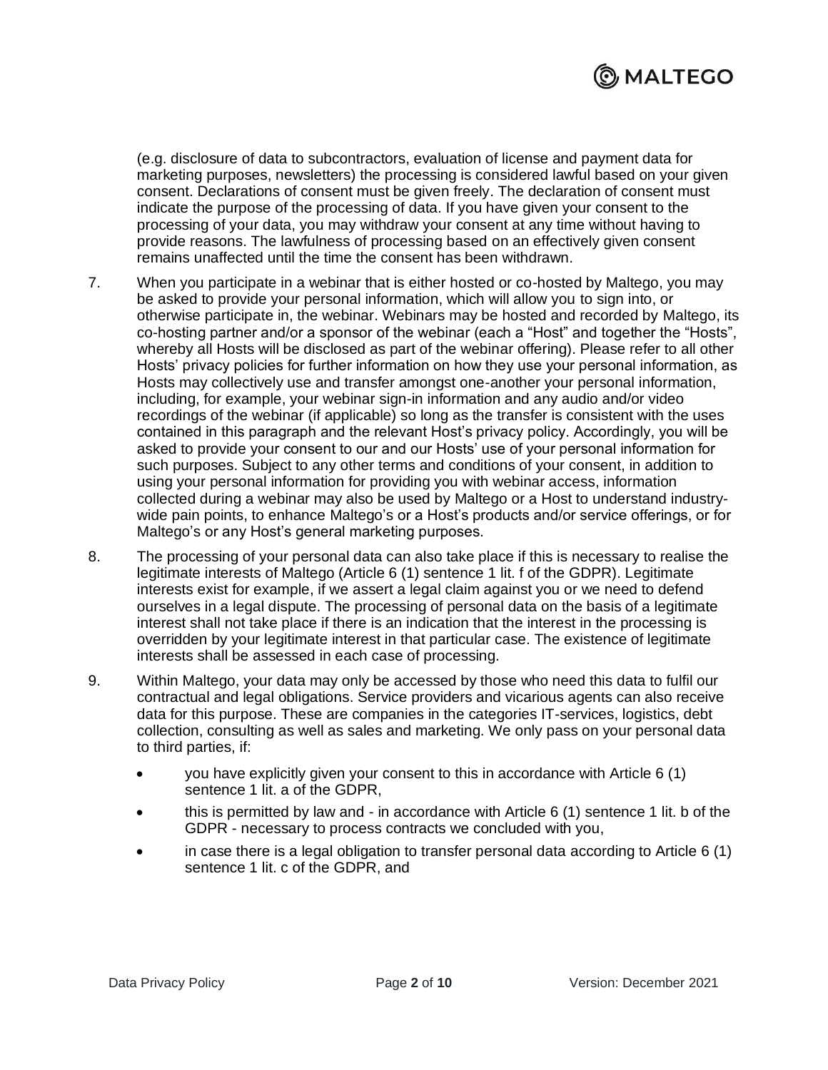(e.g. disclosure of data to subcontractors, evaluation of license and payment data for marketing purposes, newsletters) the processing is considered lawful based on your given consent. Declarations of consent must be given freely. The declaration of consent must indicate the purpose of the processing of data. If you have given your consent to the processing of your data, you may withdraw your consent at any time without having to provide reasons. The lawfulness of processing based on an effectively given consent remains unaffected until the time the consent has been withdrawn.

7. When you participate in a webinar that is either hosted or co-hosted by Maltego, you may be asked to provide your personal information, which will allow you to sign into, or otherwise participate in, the webinar. Webinars may be hosted and recorded by Maltego, its co-hosting partner and/or a sponsor of the webinar (each a "Host" and together the "Hosts", whereby all Hosts will be disclosed as part of the webinar offering). Please refer to all other Hosts' privacy policies for further information on how they use your personal information, as Hosts may collectively use and transfer amongst one-another your personal information, including, for example, your webinar sign-in information and any audio and/or video recordings of the webinar (if applicable) so long as the transfer is consistent with the uses contained in this paragraph and the relevant Host's privacy policy. Accordingly, you will be asked to provide your consent to our and our Hosts' use of your personal information for such purposes. Subject to any other terms and conditions of your consent, in addition to using your personal information for providing you with webinar access, information collected during a webinar may also be used by Maltego or a Host to understand industry-wide pain points, to enhance Maltego's or a Host's products and/or service offerings, or for Maltego's or any Host's general marketing purposes.

8. The processing of your personal data can also take place if this is necessary to realise the legitimate interests of Maltego (Article 6 (1) sentence 1 lit. f of the GDPR). Legitimate interests exist for example, if we assert a legal claim against you or we need to defend ourselves in a legal dispute. The processing of personal data on the basis of a legitimate interest shall not take place if there is an indication that the interest in the processing is overridden by your legitimate interest in that particular case. The existence of legitimate interests shall be assessed in each case of processing.

9. Within Maltego, your data may only be accessed by those who need this data to fulfil our contractual and legal obligations. Service providers and vicarious agents can also receive data for this purpose. These are companies in the categories IT-services, logistics, debt collection, consulting as well as sales and marketing. We only pass on your personal data to third parties, if:

   - you have explicitly given your consent to this in accordance with Article 6 (1) sentence 1 lit. a of the GDPR,
   - this is permitted by law and - in accordance with Article 6 (1) sentence 1 lit. b of the GDPR - necessary to process contracts we concluded with you,
   - in case there is a legal obligation to transfer personal data according to Article 6 (1) sentence 1 lit. c of the GDPR, and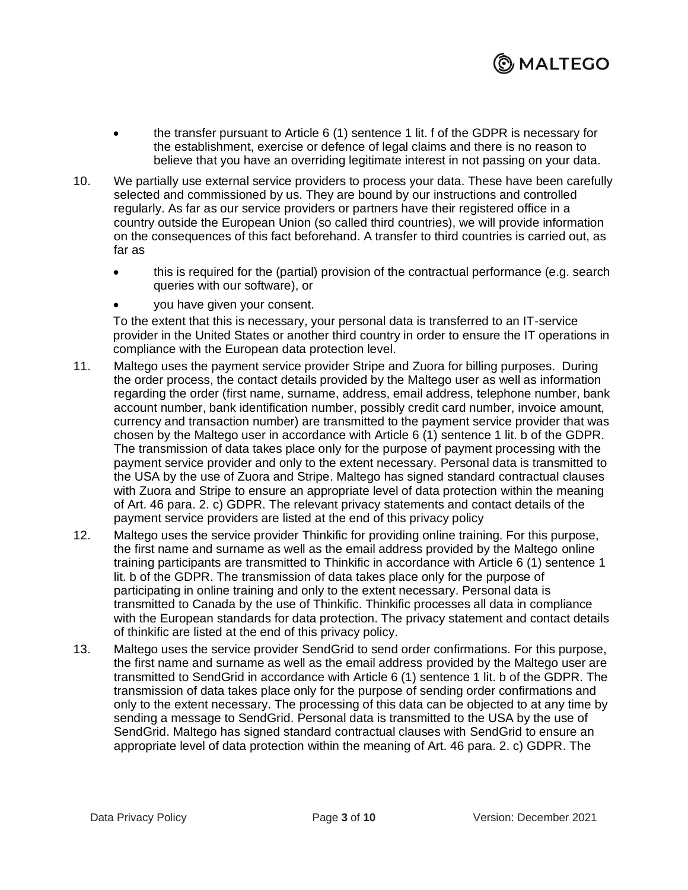- the transfer pursuant to Article 6 (1) sentence 1 lit. f of the GDPR is necessary for the establishment, exercise or defence of legal claims and there is no reason to believe that you have an overriding legitimate interest in not passing on your data.

10. We partially use external service providers to process your data. These have been carefully selected and commissioned by us. They are bound by our instructions and controlled regularly. As far as our service providers or partners have their registered office in a country outside the European Union (so called third countries), we will provide information on the consequences of this fact beforehand. A transfer to third countries is carried out, as far as

    - this is required for the (partial) provision of the contractual performance (e.g. search queries with our software), or
    - you have given your consent.

    To the extent that this is necessary, your personal data is transferred to an IT-service provider in the United States or another third country in order to ensure the IT operations in compliance with the European data protection level.

11. Maltego uses the payment service provider Stripe and Zuora for billing purposes. During the order process, the contact details provided by the Maltego user as well as information regarding the order (first name, surname, address, email address, telephone number, bank account number, bank identification number, possibly credit card number, invoice amount, currency and transaction number) are transmitted to the payment service provider that was chosen by the Maltego user in accordance with Article 6 (1) sentence 1 lit. b of the GDPR. The transmission of data takes place only for the purpose of payment processing with the payment service provider and only to the extent necessary. Personal data is transmitted to the USA by the use of Zuora and Stripe. Maltego has signed standard contractual clauses with Zuora and Stripe to ensure an appropriate level of data protection within the meaning of Art. 46 para. 2. c) GDPR. The relevant privacy statements and contact details of the payment service providers are listed at the end of this privacy policy

12. Maltego uses the service provider Thinkific for providing online training. For this purpose, the first name and surname as well as the email address provided by the Maltego online training participants are transmitted to Thinkific in accordance with Article 6 (1) sentence 1 lit. b of the GDPR. The transmission of data takes place only for the purpose of participating in online training and only to the extent necessary. Personal data is transmitted to Canada by the use of Thinkific. Thinkific processes all data in compliance with the European standards for data protection. The privacy statement and contact details of thinkific are listed at the end of this privacy policy.

13. Maltego uses the service provider SendGrid to send order confirmations. For this purpose, the first name and surname as well as the email address provided by the Maltego user are transmitted to SendGrid in accordance with Article 6 (1) sentence 1 lit. b of the GDPR. The transmission of data takes place only for the purpose of sending order confirmations and only to the extent necessary. The processing of this data can be objected to at any time by sending a message to SendGrid. Personal data is transmitted to the USA by the use of SendGrid. Maltego has signed standard contractual clauses with SendGrid to ensure an appropriate level of data protection within the meaning of Art. 46 para. 2. c) GDPR. The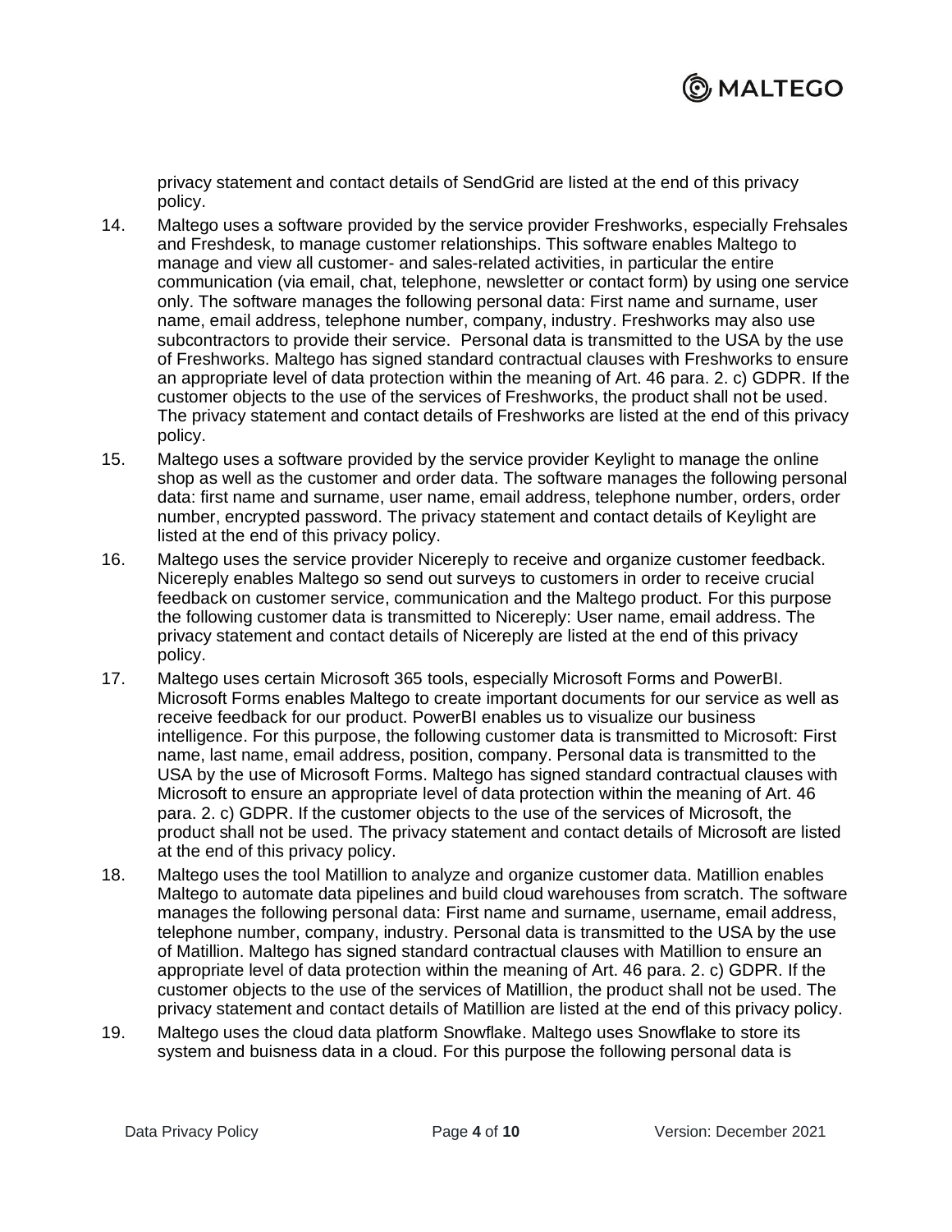privacy statement and contact details of SendGrid are listed at the end of this privacy policy.

14. Maltego uses a software provided by the service provider Freshworks, especially Frehsales and Freshdesk, to manage customer relationships. This software enables Maltego to manage and view all customer- and sales-related activities, in particular the entire communication (via email, chat, telephone, newsletter or contact form) by using one service only. The software manages the following personal data: First name and surname, user name, email address, telephone number, company, industry. Freshworks may also use subcontractors to provide their service. Personal data is transmitted to the USA by the use of Freshworks. Maltego has signed standard contractual clauses with Freshworks to ensure an appropriate level of data protection within the meaning of Art. 46 para. 2. c) GDPR. If the customer objects to the use of the services of Freshworks, the product shall not be used. The privacy statement and contact details of Freshworks are listed at the end of this privacy policy.
15. Maltego uses a software provided by the service provider Keylight to manage the online shop as well as the customer and order data. The software manages the following personal data: first name and surname, user name, email address, telephone number, orders, order number, encrypted password. The privacy statement and contact details of Keylight are listed at the end of this privacy policy.
16. Maltego uses the service provider Nicereply to receive and organize customer feedback. Nicereply enables Maltego so send out surveys to customers in order to receive crucial feedback on customer service, communication and the Maltego product. For this purpose the following customer data is transmitted to Nicereply: User name, email address. The privacy statement and contact details of Nicereply are listed at the end of this privacy policy.
17. Maltego uses certain Microsoft 365 tools, especially Microsoft Forms and PowerBI. Microsoft Forms enables Maltego to create important documents for our service as well as receive feedback for our product. PowerBI enables us to visualize our business intelligence. For this purpose, the following customer data is transmitted to Microsoft: First name, last name, email address, position, company. Personal data is transmitted to the USA by the use of Microsoft Forms. Maltego has signed standard contractual clauses with Microsoft to ensure an appropriate level of data protection within the meaning of Art. 46 para. 2. c) GDPR. If the customer objects to the use of the services of Microsoft, the product shall not be used. The privacy statement and contact details of Microsoft are listed at the end of this privacy policy.
18. Maltego uses the tool Matillion to analyze and organize customer data. Matillion enables Maltego to automate data pipelines and build cloud warehouses from scratch. The software manages the following personal data: First name and surname, username, email address, telephone number, company, industry. Personal data is transmitted to the USA by the use of Matillion. Maltego has signed standard contractual clauses with Matillion to ensure an appropriate level of data protection within the meaning of Art. 46 para. 2. c) GDPR. If the customer objects to the use of the services of Matillion, the product shall not be used. The privacy statement and contact details of Matillion are listed at the end of this privacy policy.
19. Maltego uses the cloud data platform Snowflake. Maltego uses Snowflake to store its system and buisness data in a cloud. For this purpose the following personal data is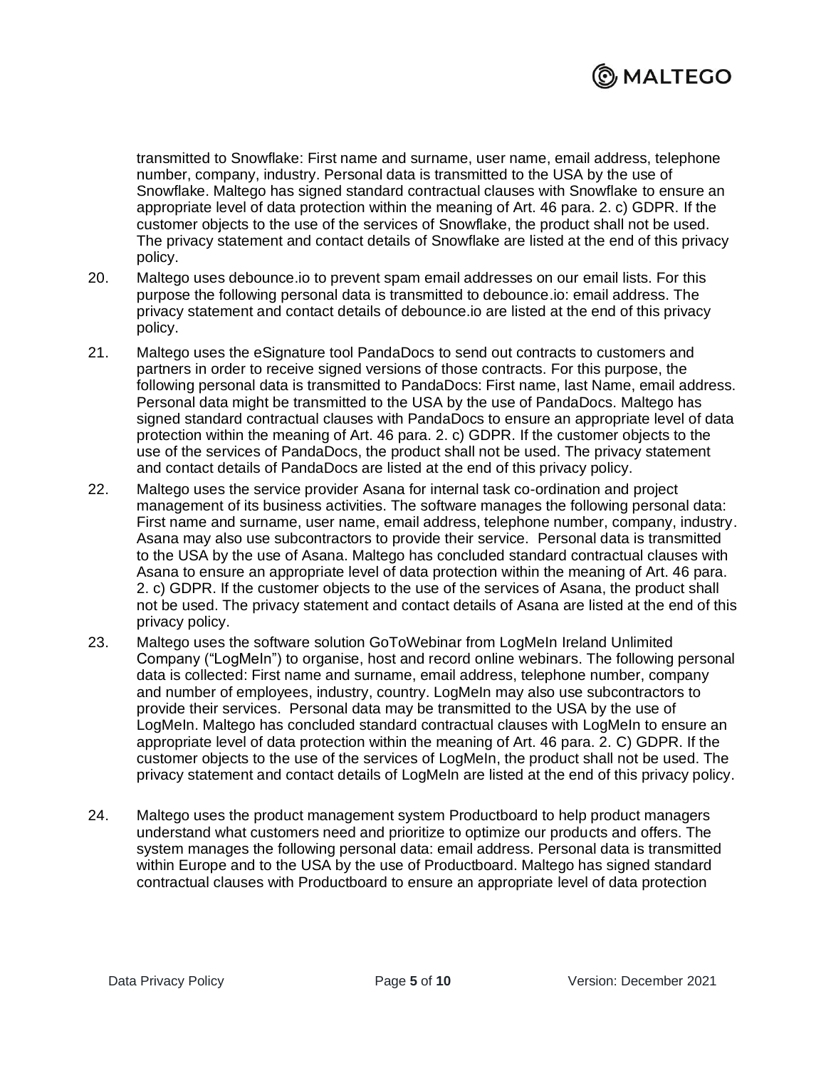transmitted to Snowflake: First name and surname, user name, email address, telephone number, company, industry. Personal data is transmitted to the USA by the use of Snowflake. Maltego has signed standard contractual clauses with Snowflake to ensure an appropriate level of data protection within the meaning of Art. 46 para. 2. c) GDPR. If the customer objects to the use of the services of Snowflake, the product shall not be used. The privacy statement and contact details of Snowflake are listed at the end of this privacy policy.

20. Maltego uses debounce.io to prevent spam email addresses on our email lists. For this purpose the following personal data is transmitted to debounce.io: email address. The privacy statement and contact details of debounce.io are listed at the end of this privacy policy.

21. Maltego uses the eSignature tool PandaDocs to send out contracts to customers and partners in order to receive signed versions of those contracts. For this purpose, the following personal data is transmitted to PandaDocs: First name, last Name, email address. Personal data might be transmitted to the USA by the use of PandaDocs. Maltego has signed standard contractual clauses with PandaDocs to ensure an appropriate level of data protection within the meaning of Art. 46 para. 2. c) GDPR. If the customer objects to the use of the services of PandaDocs, the product shall not be used. The privacy statement and contact details of PandaDocs are listed at the end of this privacy policy.

22. Maltego uses the service provider Asana for internal task co-ordination and project management of its business activities. The software manages the following personal data: First name and surname, user name, email address, telephone number, company, industry. Asana may also use subcontractors to provide their service. Personal data is transmitted to the USA by the use of Asana. Maltego has concluded standard contractual clauses with Asana to ensure an appropriate level of data protection within the meaning of Art. 46 para. 2. c) GDPR. If the customer objects to the use of the services of Asana, the product shall not be used. The privacy statement and contact details of Asana are listed at the end of this privacy policy.

23. Maltego uses the software solution GoToWebinar from LogMeIn Ireland Unlimited Company ("LogMeIn") to organise, host and record online webinars. The following personal data is collected: First name and surname, email address, telephone number, company and number of employees, industry, country. LogMeIn may also use subcontractors to provide their services. Personal data may be transmitted to the USA by the use of LogMeIn. Maltego has concluded standard contractual clauses with LogMeIn to ensure an appropriate level of data protection within the meaning of Art. 46 para. 2. C) GDPR. If the customer objects to the use of the services of LogMeIn, the product shall not be used. The privacy statement and contact details of LogMeIn are listed at the end of this privacy policy.

24. Maltego uses the product management system Productboard to help product managers understand what customers need and prioritize to optimize our products and offers. The system manages the following personal data: email address. Personal data is transmitted within Europe and to the USA by the use of Productboard. Maltego has signed standard contractual clauses with Productboard to ensure an appropriate level of data protection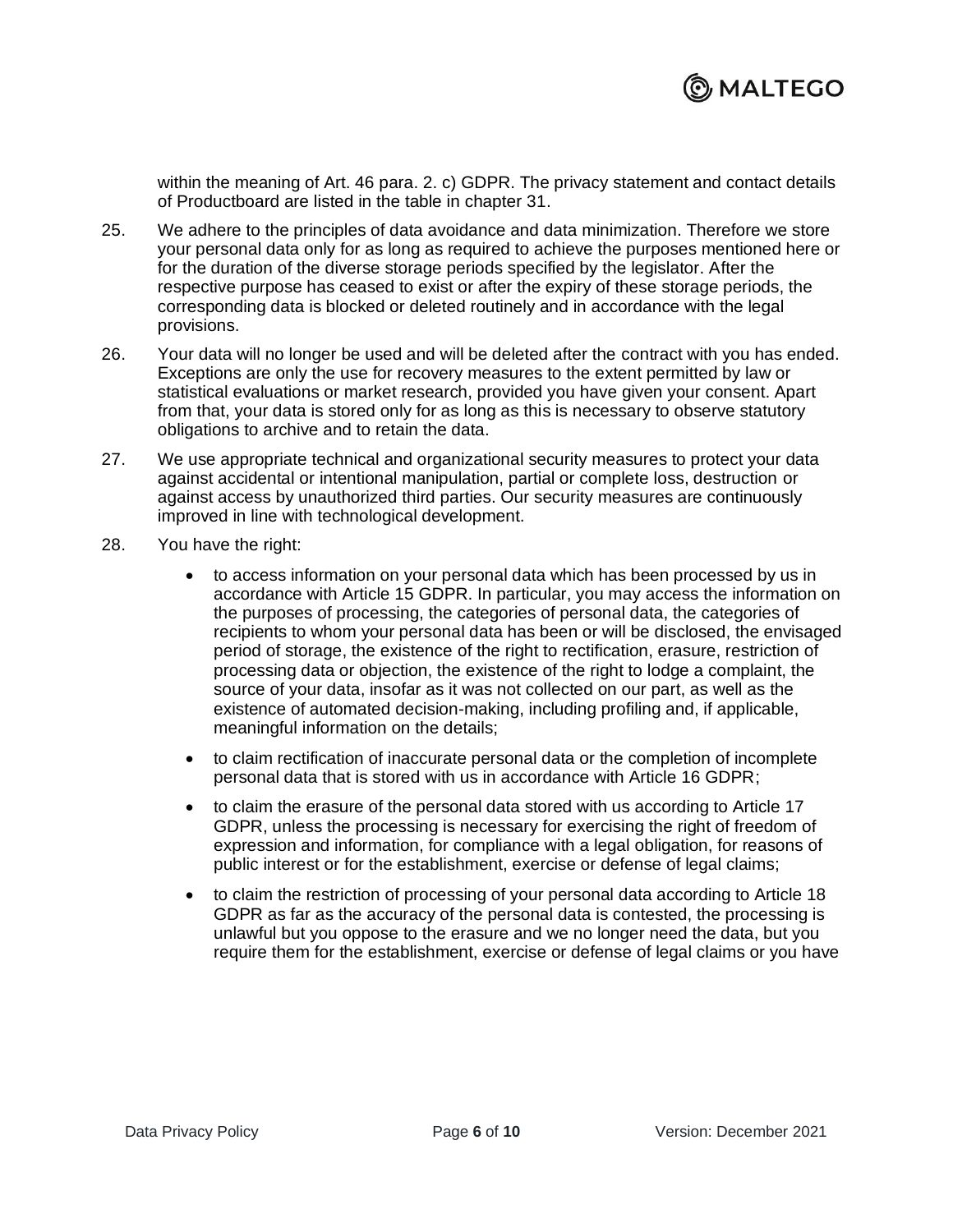within the meaning of Art. 46 para. 2. c) GDPR. The privacy statement and contact details of Productboard are listed in the table in chapter 31.

25. We adhere to the principles of data avoidance and data minimization. Therefore we store your personal data only for as long as required to achieve the purposes mentioned here or for the duration of the diverse storage periods specified by the legislator. After the respective purpose has ceased to exist or after the expiry of these storage periods, the corresponding data is blocked or deleted routinely and in accordance with the legal provisions.

26. Your data will no longer be used and will be deleted after the contract with you has ended. Exceptions are only the use for recovery measures to the extent permitted by law or statistical evaluations or market research, provided you have given your consent. Apart from that, your data is stored only for as long as this is necessary to observe statutory obligations to archive and to retain the data.

27. We use appropriate technical and organizational security measures to protect your data against accidental or intentional manipulation, partial or complete loss, destruction or against access by unauthorized third parties. Our security measures are continuously improved in line with technological development.

28. You have the right:

    - to access information on your personal data which has been processed by us in accordance with Article 15 GDPR. In particular, you may access the information on the purposes of processing, the categories of personal data, the categories of recipients to whom your personal data has been or will be disclosed, the envisaged period of storage, the existence of the right to rectification, erasure, restriction of processing data or objection, the existence of the right to lodge a complaint, the source of your data, insofar as it was not collected on our part, as well as the existence of automated decision-making, including profiling and, if applicable, meaningful information on the details;
    - to claim rectification of inaccurate personal data or the completion of incomplete personal data that is stored with us in accordance with Article 16 GDPR;
    - to claim the erasure of the personal data stored with us according to Article 17 GDPR, unless the processing is necessary for exercising the right of freedom of expression and information, for compliance with a legal obligation, for reasons of public interest or for the establishment, exercise or defense of legal claims;
    - to claim the restriction of processing of your personal data according to Article 18 GDPR as far as the accuracy of the personal data is contested, the processing is unlawful but you oppose to the erasure and we no longer need the data, but you require them for the establishment, exercise or defense of legal claims or you have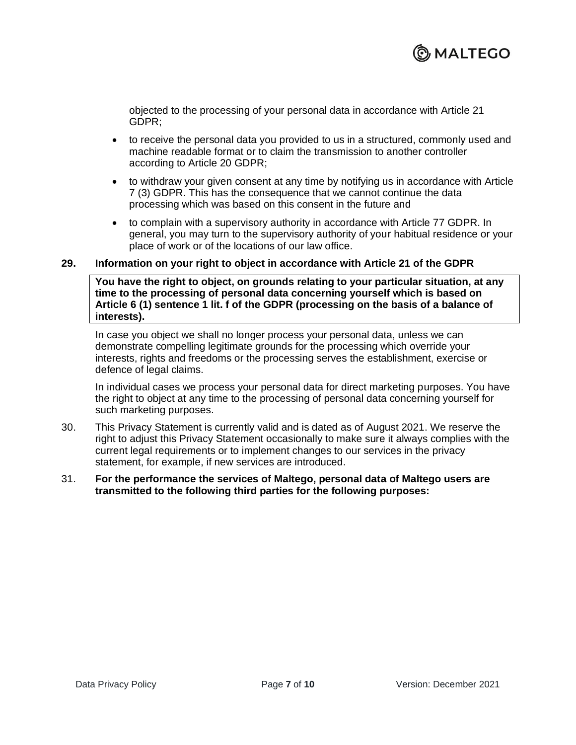objected to the processing of your personal data in accordance with Article 21 GDPR;

- to receive the personal data you provided to us in a structured, commonly used and machine readable format or to claim the transmission to another controller according to Article 20 GDPR;
- to withdraw your given consent at any time by notifying us in accordance with Article 7 (3) GDPR. This has the consequence that we cannot continue the data processing which was based on this consent in the future and
- to complain with a supervisory authority in accordance with Article 77 GDPR. In general, you may turn to the supervisory authority of your habitual residence or your place of work or of the locations of our law office.

**29. Information on your right to object in accordance with Article 21 of the GDPR**

**You have the right to object, on grounds relating to your particular situation, at any time to the processing of personal data concerning yourself which is based on Article 6 (1) sentence 1 lit. f of the GDPR (processing on the basis of a balance of interests).**

In case you object we shall no longer process your personal data, unless we can demonstrate compelling legitimate grounds for the processing which override your interests, rights and freedoms or the processing serves the establishment, exercise or defence of legal claims.

In individual cases we process your personal data for direct marketing purposes. You have the right to object at any time to the processing of personal data concerning yourself for such marketing purposes.

30. This Privacy Statement is currently valid and is dated as of August 2021. We reserve the right to adjust this Privacy Statement occasionally to make sure it always complies with the current legal requirements or to implement changes to our services in the privacy statement, for example, if new services are introduced.

31. **For the performance the services of Maltego, personal data of Maltego users are transmitted to the following third parties for the following purposes:**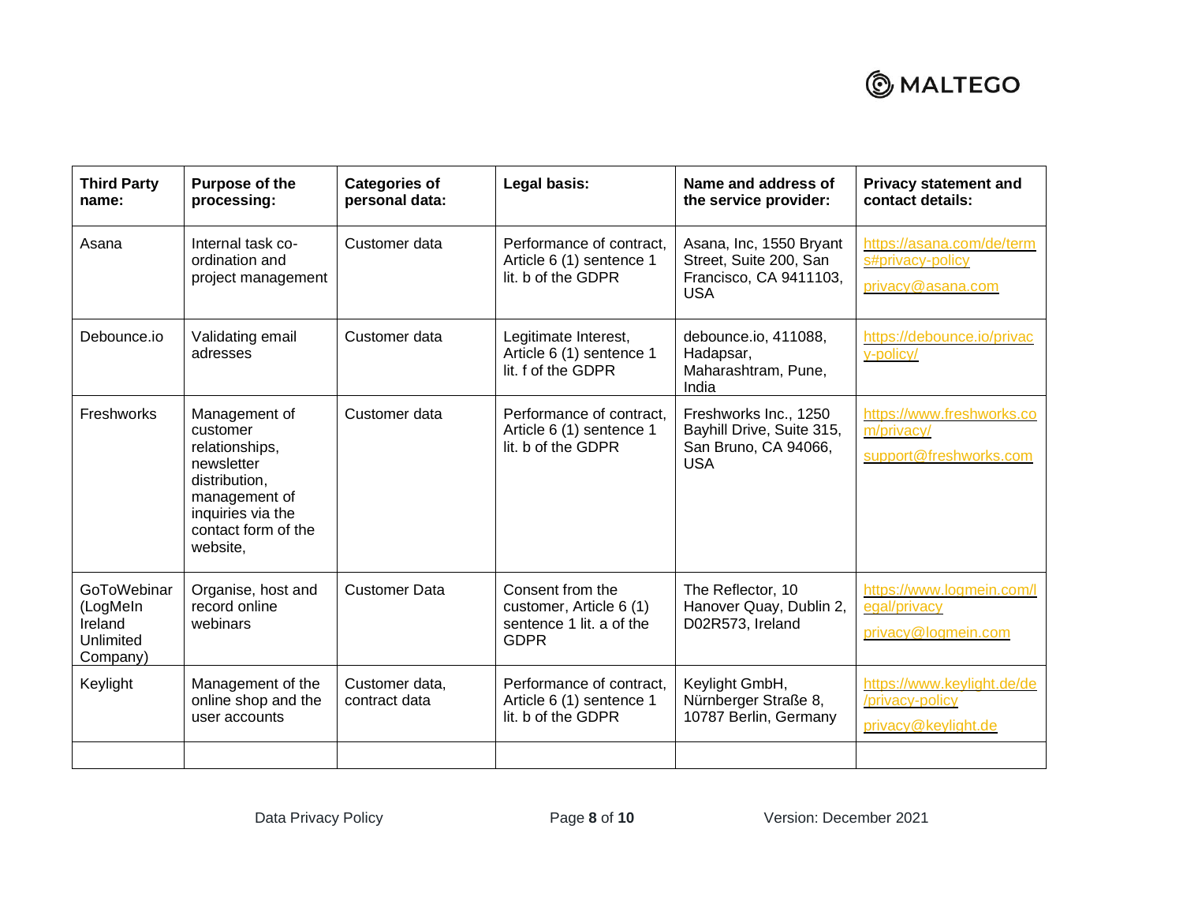| Third Party name: | Purpose of the processing: | Categories of personal data: | Legal basis: | Name and address of the service provider: | Privacy statement and contact details: |
|---|---|---|---|---|---|
| Asana | Internal task co-ordination and project management | Customer data | Performance of contract, Article 6 (1) sentence 1 lit. b of the GDPR | Asana, Inc, 1550 Bryant Street, Suite 200, San Francisco, CA 9411103, USA | https://asana.com/de/terms#privacy-policy privacy@asana.com |
| Debounce.io | Validating email adresses | Customer data | Legitimate Interest, Article 6 (1) sentence 1 lit. f of the GDPR | debounce.io, 411088, Hadapsar, Maharashtram, Pune, India | https://debounce.io/privacy-policy/ |
| Freshworks | Management of customer relationships, newsletter distribution, management of inquiries via the contact form of the website, | Customer data | Performance of contract, Article 6 (1) sentence 1 lit. b of the GDPR | Freshworks Inc., 1250 Bayhill Drive, Suite 315, San Bruno, CA 94066, USA | https://www.freshworks.com/privacy/ support@freshworks.com |
| GoToWebinar (LogMeIn Ireland Unlimited Company) | Organise, host and record online webinars | Customer Data | Consent from the customer, Article 6 (1) sentence 1 lit. a of the GDPR | The Reflector, 10 Hanover Quay, Dublin 2, D02R573, Ireland | https://www.logmein.com/legal/privacy privacy@logmein.com |
| Keylight | Management of the online shop and the user accounts | Customer data, contract data | Performance of contract, Article 6 (1) sentence 1 lit. b of the GDPR | Keylight GmbH, Nürnberger Straße 8, 10787 Berlin, Germany | https://www.keylight.de/de/privacy-policy privacy@keylight.de |
| | | | | | |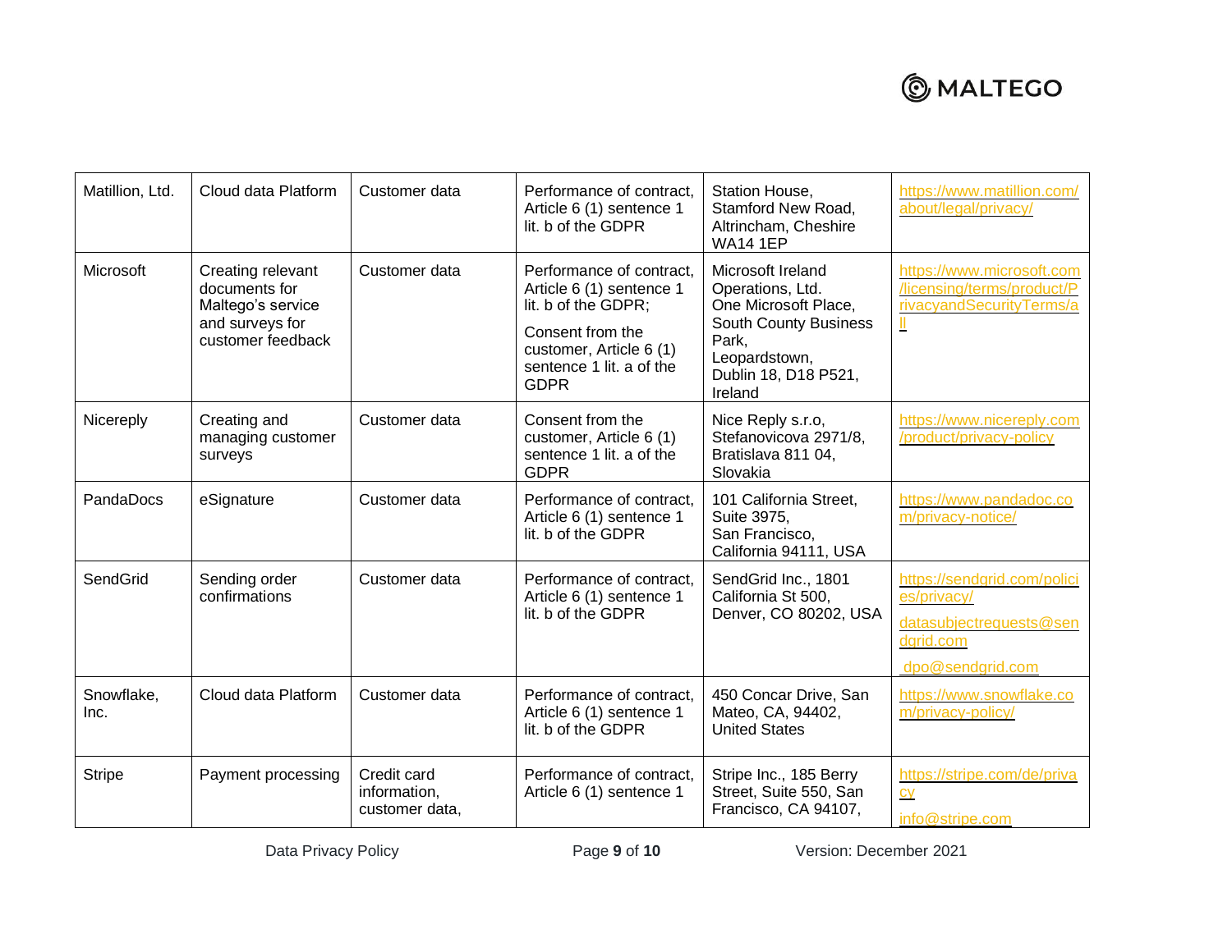| Matillion, Ltd. | Cloud data Platform | Customer data | Performance of contract, Article 6 (1) sentence 1 lit. b of the GDPR | Station House, Stamford New Road, Altrincham, Cheshire WA14 1EP | https://www.matillion.com/about/legal/privacy/ |
|---|---|---|---|---|---|
| Microsoft | Creating relevant documents for Maltego's service and surveys for customer feedback | Customer data | Performance of contract, Article 6 (1) sentence 1 lit. b of the GDPR;<br><br>Consent from the customer, Article 6 (1) sentence 1 lit. a of the GDPR | Microsoft Ireland Operations, Ltd. One Microsoft Place, South County Business Park, Leopardstown, Dublin 18, D18 P521, Ireland | https://www.microsoft.com/licensing/terms/product/PrivacyandSecurityTerms/all |
| Nicereply | Creating and managing customer surveys | Customer data | Consent from the customer, Article 6 (1) sentence 1 lit. a of the GDPR | Nice Reply s.r.o, Stefanovicova 2971/8, Bratislava 811 04, Slovakia | https://www.nicereply.com/product/privacy-policy |
| PandaDocs | eSignature | Customer data | Performance of contract, Article 6 (1) sentence 1 lit. b of the GDPR | 101 California Street, Suite 3975, San Francisco, California 94111, USA | https://www.pandadoc.com/privacy-notice/ |
| SendGrid | Sending order confirmations | Customer data | Performance of contract, Article 6 (1) sentence 1 lit. b of the GDPR | SendGrid Inc., 1801 California St 500, Denver, CO 80202, USA | https://sendgrid.com/policies/privacy/<br><br>datasubjectrequests@sendgrid.com<br><br>dpo@sendgrid.com |
| Snowflake, Inc. | Cloud data Platform | Customer data | Performance of contract, Article 6 (1) sentence 1 lit. b of the GDPR | 450 Concar Drive, San Mateo, CA, 94402, United States | https://www.snowflake.com/privacy-policy/ |
| Stripe | Payment processing | Credit card information, customer data, | Performance of contract, Article 6 (1) sentence 1 | Stripe Inc., 185 Berry Street, Suite 550, San Francisco, CA 94107, | https://stripe.com/de/privacy<br><br>info@stripe.com |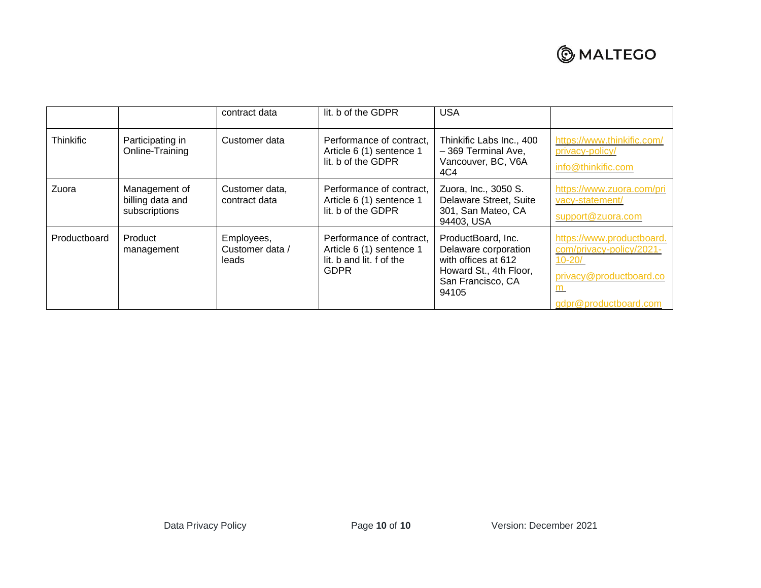| | | | | | |
|---|---|---|---|---|---|
| | | contract data | lit. b of the GDPR | USA | |
| Thinkific | Participating in Online-Training | Customer data | Performance of contract, Article 6 (1) sentence 1 lit. b of the GDPR | Thinkific Labs Inc., 400 – 369 Terminal Ave, Vancouver, BC, V6A 4C4 | https://www.thinkific.com/privacy-policy/ info@thinkific.com |
| Zuora | Management of billing data and subscriptions | Customer data, contract data | Performance of contract, Article 6 (1) sentence 1 lit. b of the GDPR | Zuora, Inc., 3050 S. Delaware Street, Suite 301, San Mateo, CA 94403, USA | https://www.zuora.com/privacy-statement/ support@zuora.com |
| Productboard | Product management | Employees, Customer data / leads | Performance of contract, Article 6 (1) sentence 1 lit. b and lit. f of the GDPR | ProductBoard, Inc. Delaware corporation with offices at 612 Howard St., 4th Floor, San Francisco, CA 94105 | https://www.productboard.com/privacy-policy/2021-10-20/ privacy@productboard.com gdpr@productboard.com |